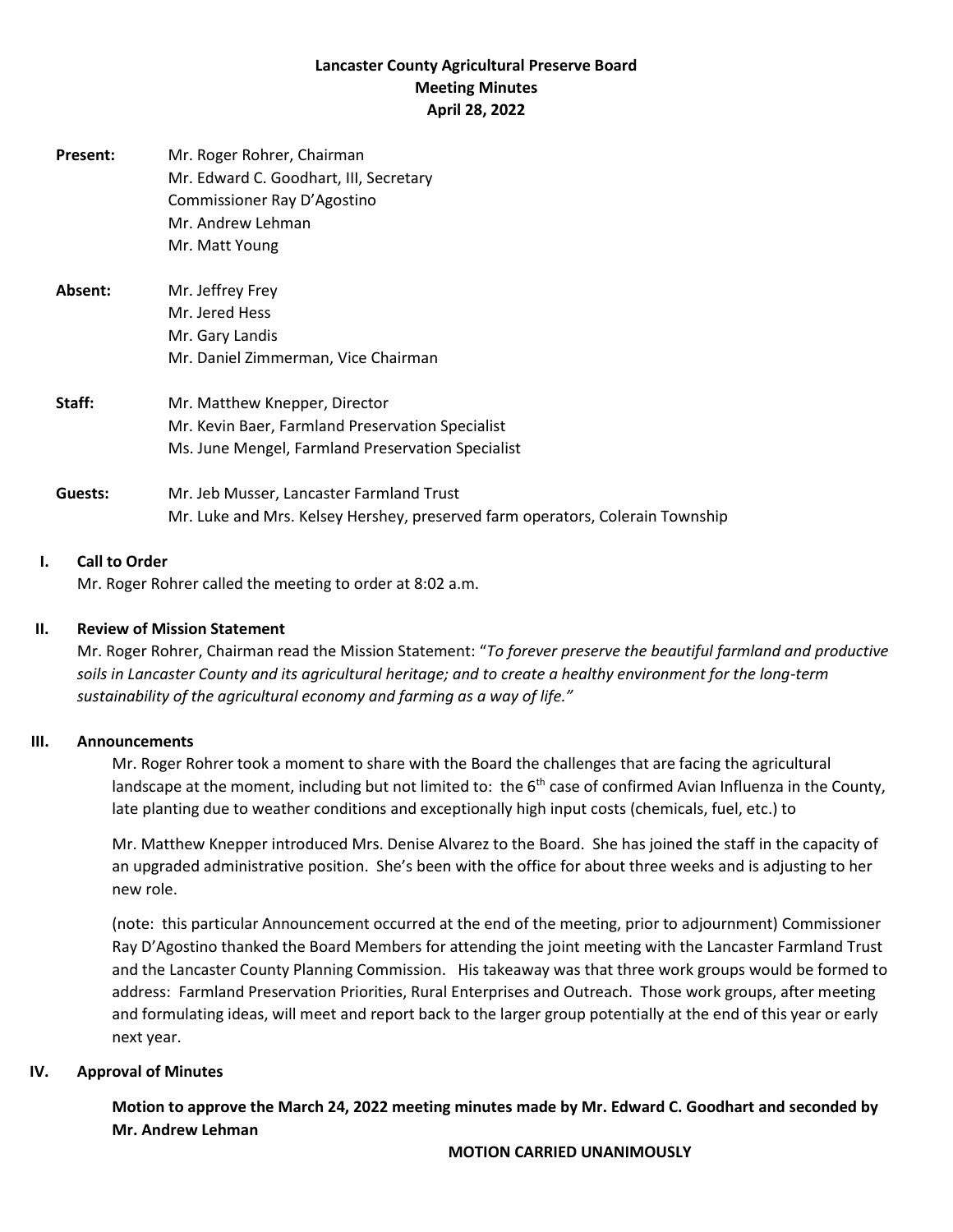**Lancaster County Agricultural Preserve Board**
**Meeting Minutes**
**April 28, 2022**

**Present:** Mr. Roger Rohrer, Chairman
Mr. Edward C. Goodhart, III, Secretary
Commissioner Ray D'Agostino
Mr. Andrew Lehman
Mr. Matt Young

**Absent:** Mr. Jeffrey Frey
Mr. Jered Hess
Mr. Gary Landis
Mr. Daniel Zimmerman, Vice Chairman

**Staff:** Mr. Matthew Knepper, Director
Mr. Kevin Baer, Farmland Preservation Specialist
Ms. June Mengel, Farmland Preservation Specialist

**Guests:** Mr. Jeb Musser, Lancaster Farmland Trust
Mr. Luke and Mrs. Kelsey Hershey, preserved farm operators, Colerain Township

## I. Call to Order

Mr. Roger Rohrer called the meeting to order at 8:02 a.m.

## II. Review of Mission Statement

Mr. Roger Rohrer, Chairman read the Mission Statement: "*To forever preserve the beautiful farmland and productive soils in Lancaster County and its agricultural heritage; and to create a healthy environment for the long-term sustainability of the agricultural economy and farming as a way of life.*"

## III. Announcements

Mr. Roger Rohrer took a moment to share with the Board the challenges that are facing the agricultural landscape at the moment, including but not limited to: the 6th case of confirmed Avian Influenza in the County, late planting due to weather conditions and exceptionally high input costs (chemicals, fuel, etc.) to

Mr. Matthew Knepper introduced Mrs. Denise Alvarez to the Board. She has joined the staff in the capacity of an upgraded administrative position. She's been with the office for about three weeks and is adjusting to her new role.

(note: this particular Announcement occurred at the end of the meeting, prior to adjournment) Commissioner Ray D'Agostino thanked the Board Members for attending the joint meeting with the Lancaster Farmland Trust and the Lancaster County Planning Commission. His takeaway was that three work groups would be formed to address: Farmland Preservation Priorities, Rural Enterprises and Outreach. Those work groups, after meeting and formulating ideas, will meet and report back to the larger group potentially at the end of this year or early next year.

## IV. Approval of Minutes

**Motion to approve the March 24, 2022 meeting minutes made by Mr. Edward C. Goodhart and seconded by Mr. Andrew Lehman**

**MOTION CARRIED UNANIMOUSLY**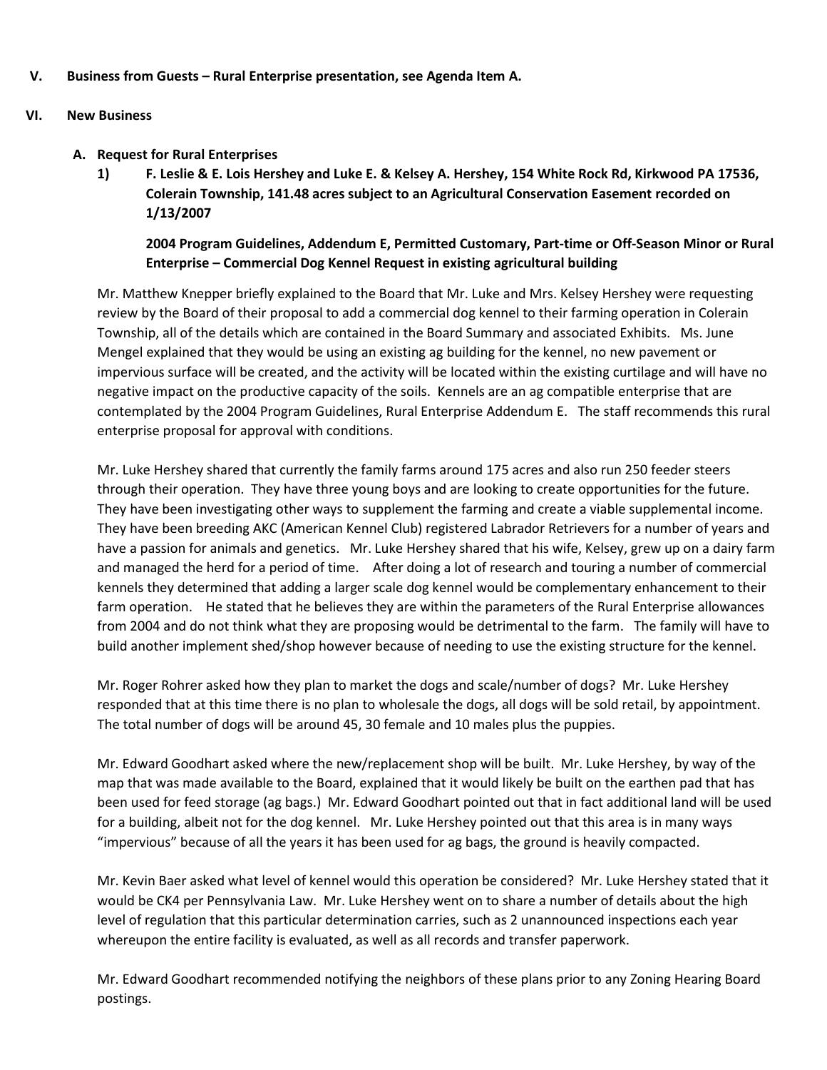## V. Business from Guests – Rural Enterprise presentation, see Agenda Item A.

## VI. New Business

### A. Request for Rural Enterprises

**1) F. Leslie & E. Lois Hershey and Luke E. & Kelsey A. Hershey, 154 White Rock Rd, Kirkwood PA 17536, Colerain Township, 141.48 acres subject to an Agricultural Conservation Easement recorded on 1/13/2007**

**2004 Program Guidelines, Addendum E, Permitted Customary, Part-time or Off-Season Minor or Rural Enterprise – Commercial Dog Kennel Request in existing agricultural building**

Mr. Matthew Knepper briefly explained to the Board that Mr. Luke and Mrs. Kelsey Hershey were requesting review by the Board of their proposal to add a commercial dog kennel to their farming operation in Colerain Township, all of the details which are contained in the Board Summary and associated Exhibits. Ms. June Mengel explained that they would be using an existing ag building for the kennel, no new pavement or impervious surface will be created, and the activity will be located within the existing curtilage and will have no negative impact on the productive capacity of the soils. Kennels are an ag compatible enterprise that are contemplated by the 2004 Program Guidelines, Rural Enterprise Addendum E. The staff recommends this rural enterprise proposal for approval with conditions.

Mr. Luke Hershey shared that currently the family farms around 175 acres and also run 250 feeder steers through their operation. They have three young boys and are looking to create opportunities for the future. They have been investigating other ways to supplement the farming and create a viable supplemental income. They have been breeding AKC (American Kennel Club) registered Labrador Retrievers for a number of years and have a passion for animals and genetics. Mr. Luke Hershey shared that his wife, Kelsey, grew up on a dairy farm and managed the herd for a period of time. After doing a lot of research and touring a number of commercial kennels they determined that adding a larger scale dog kennel would be complementary enhancement to their farm operation. He stated that he believes they are within the parameters of the Rural Enterprise allowances from 2004 and do not think what they are proposing would be detrimental to the farm. The family will have to build another implement shed/shop however because of needing to use the existing structure for the kennel.

Mr. Roger Rohrer asked how they plan to market the dogs and scale/number of dogs? Mr. Luke Hershey responded that at this time there is no plan to wholesale the dogs, all dogs will be sold retail, by appointment. The total number of dogs will be around 45, 30 female and 10 males plus the puppies.

Mr. Edward Goodhart asked where the new/replacement shop will be built. Mr. Luke Hershey, by way of the map that was made available to the Board, explained that it would likely be built on the earthen pad that has been used for feed storage (ag bags.) Mr. Edward Goodhart pointed out that in fact additional land will be used for a building, albeit not for the dog kennel. Mr. Luke Hershey pointed out that this area is in many ways "impervious" because of all the years it has been used for ag bags, the ground is heavily compacted.

Mr. Kevin Baer asked what level of kennel would this operation be considered? Mr. Luke Hershey stated that it would be CK4 per Pennsylvania Law. Mr. Luke Hershey went on to share a number of details about the high level of regulation that this particular determination carries, such as 2 unannounced inspections each year whereupon the entire facility is evaluated, as well as all records and transfer paperwork.

Mr. Edward Goodhart recommended notifying the neighbors of these plans prior to any Zoning Hearing Board postings.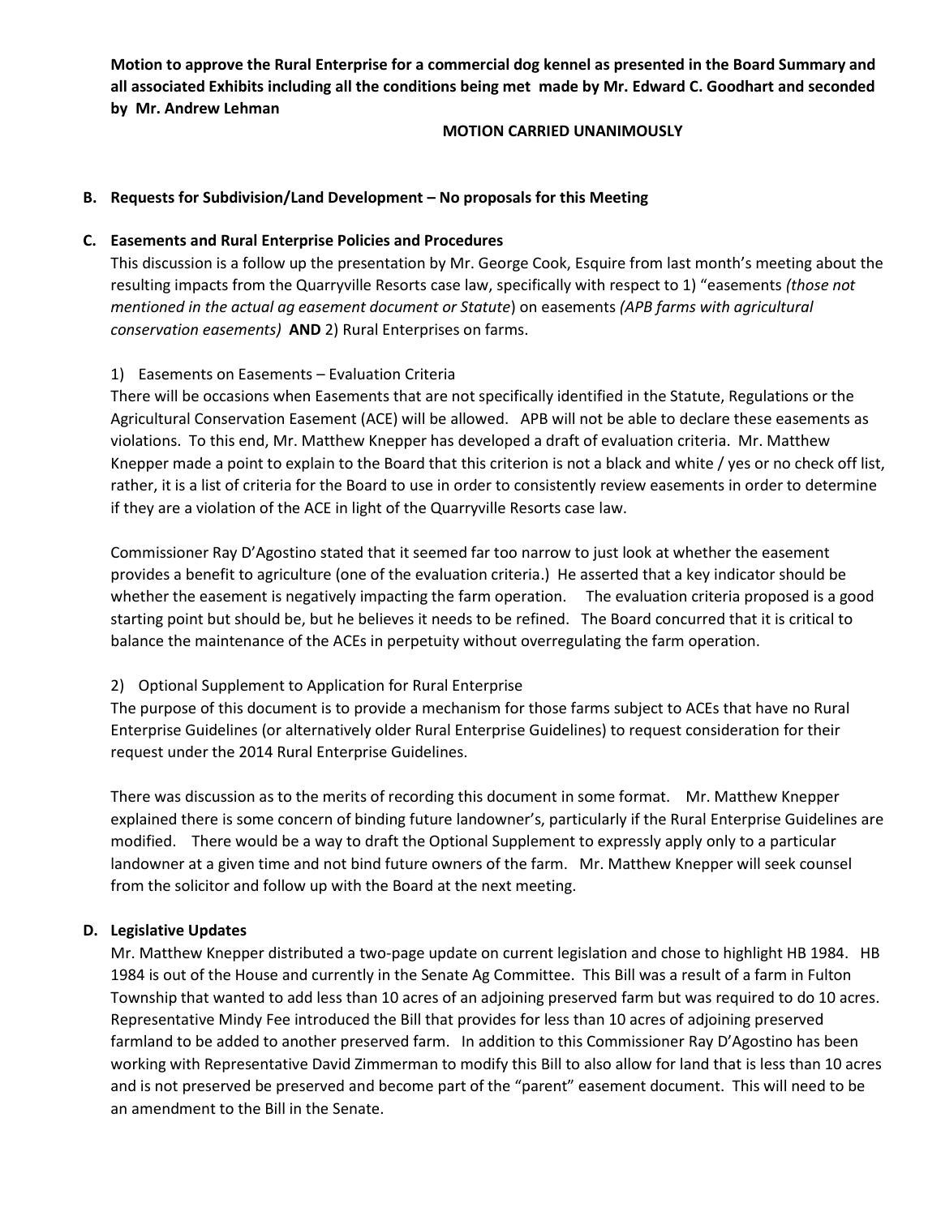**Motion to approve the Rural Enterprise for a commercial dog kennel as presented in the Board Summary and all associated Exhibits including all the conditions being met made by Mr. Edward C. Goodhart and seconded by Mr. Andrew Lehman**

**MOTION CARRIED UNANIMOUSLY**

**B. Requests for Subdivision/Land Development – No proposals for this Meeting**

**C. Easements and Rural Enterprise Policies and Procedures**

This discussion is a follow up the presentation by Mr. George Cook, Esquire from last month's meeting about the resulting impacts from the Quarryville Resorts case law, specifically with respect to 1) "easements *(those not mentioned in the actual ag easement document or Statute*) on easements *(APB farms with agricultural conservation easements)* **AND** 2) Rural Enterprises on farms.

1) Easements on Easements – Evaluation Criteria

There will be occasions when Easements that are not specifically identified in the Statute, Regulations or the Agricultural Conservation Easement (ACE) will be allowed. APB will not be able to declare these easements as violations. To this end, Mr. Matthew Knepper has developed a draft of evaluation criteria. Mr. Matthew Knepper made a point to explain to the Board that this criterion is not a black and white / yes or no check off list, rather, it is a list of criteria for the Board to use in order to consistently review easements in order to determine if they are a violation of the ACE in light of the Quarryville Resorts case law.

Commissioner Ray D'Agostino stated that it seemed far too narrow to just look at whether the easement provides a benefit to agriculture (one of the evaluation criteria.) He asserted that a key indicator should be whether the easement is negatively impacting the farm operation. The evaluation criteria proposed is a good starting point but should be, but he believes it needs to be refined. The Board concurred that it is critical to balance the maintenance of the ACEs in perpetuity without overregulating the farm operation.

2) Optional Supplement to Application for Rural Enterprise

The purpose of this document is to provide a mechanism for those farms subject to ACEs that have no Rural Enterprise Guidelines (or alternatively older Rural Enterprise Guidelines) to request consideration for their request under the 2014 Rural Enterprise Guidelines.

There was discussion as to the merits of recording this document in some format. Mr. Matthew Knepper explained there is some concern of binding future landowner's, particularly if the Rural Enterprise Guidelines are modified. There would be a way to draft the Optional Supplement to expressly apply only to a particular landowner at a given time and not bind future owners of the farm. Mr. Matthew Knepper will seek counsel from the solicitor and follow up with the Board at the next meeting.

**D. Legislative Updates**

Mr. Matthew Knepper distributed a two-page update on current legislation and chose to highlight HB 1984. HB 1984 is out of the House and currently in the Senate Ag Committee. This Bill was a result of a farm in Fulton Township that wanted to add less than 10 acres of an adjoining preserved farm but was required to do 10 acres. Representative Mindy Fee introduced the Bill that provides for less than 10 acres of adjoining preserved farmland to be added to another preserved farm. In addition to this Commissioner Ray D'Agostino has been working with Representative David Zimmerman to modify this Bill to also allow for land that is less than 10 acres and is not preserved be preserved and become part of the "parent" easement document. This will need to be an amendment to the Bill in the Senate.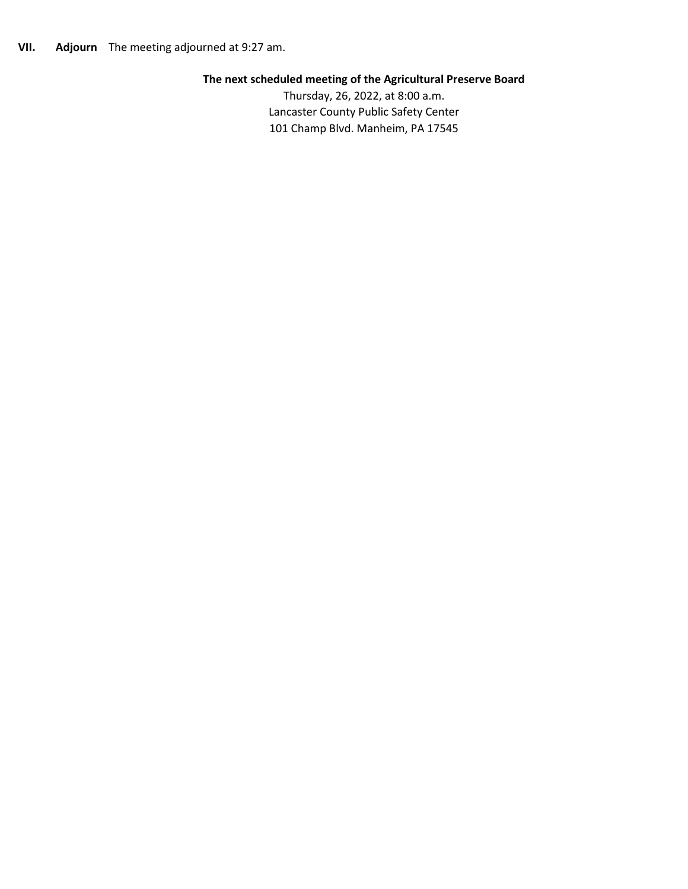**VII. Adjourn** The meeting adjourned at 9:27 am.

**The next scheduled meeting of the Agricultural Preserve Board**

Thursday, 26, 2022, at 8:00 a.m.

Lancaster County Public Safety Center

101 Champ Blvd. Manheim, PA 17545